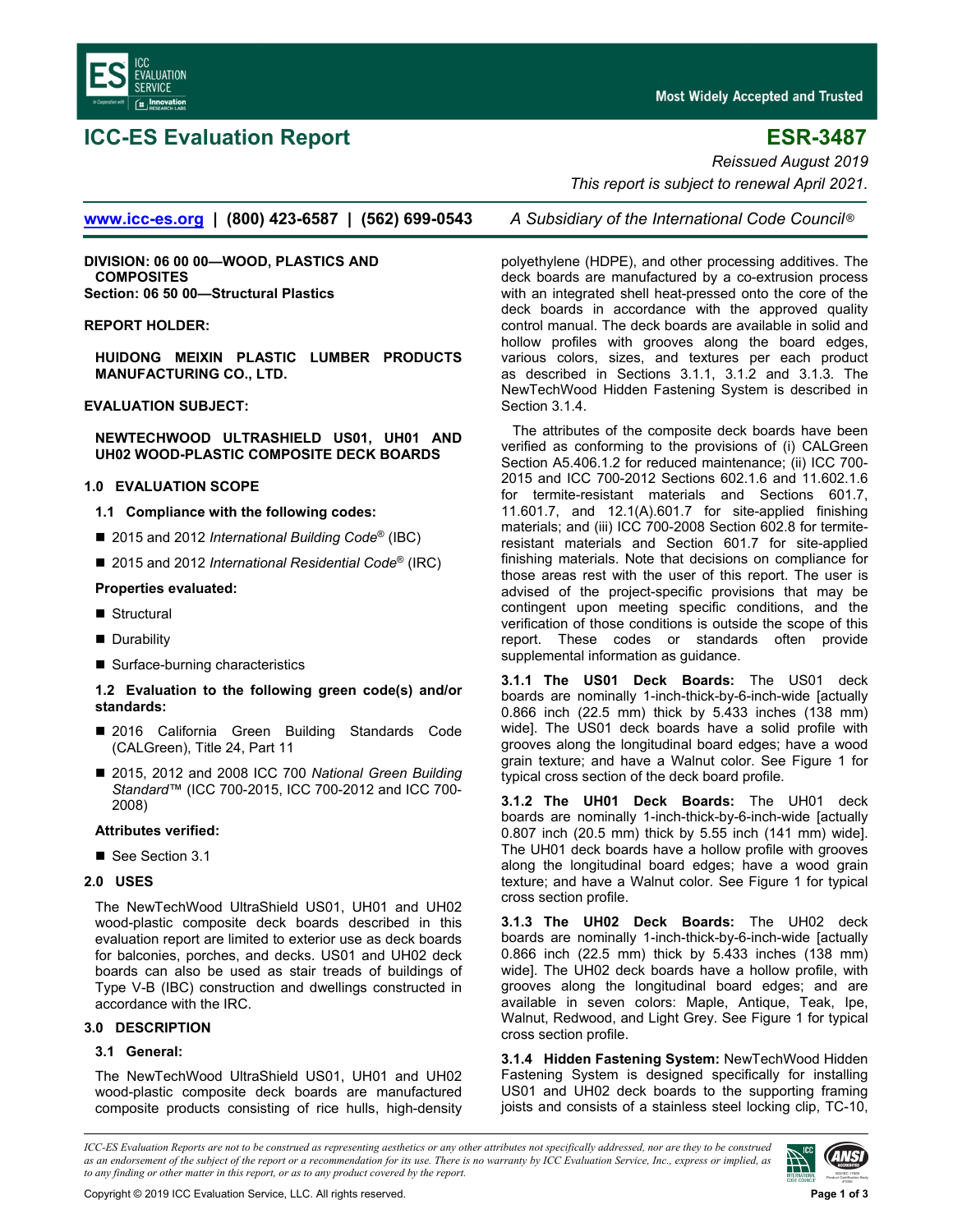# ICC-ES Evaluation Report

# ESR-3487

*Reissued August 2019*

*This report is subject to renewal April 2021.*

www.icc-es.org | (800) 423-6587 | (562) 699-0543 *A Subsidiary of the International Code Council®*

**DIVISION: 06 00 00—WOOD, PLASTICS AND COMPOSITES**
**Section: 06 50 00—Structural Plastics**

**REPORT HOLDER:**

**HUIDONG MEIXIN PLASTIC LUMBER PRODUCTS MANUFACTURING CO., LTD.**

**EVALUATION SUBJECT:**

**NEWTECHWOOD ULTRASHIELD US01, UH01 AND UH02 WOOD-PLASTIC COMPOSITE DECK BOARDS**

## 1.0 EVALUATION SCOPE

### 1.1 Compliance with the following codes:

- 2015 and 2012 *International Building Code®* (IBC)
- 2015 and 2012 *International Residential Code®* (IRC)

**Properties evaluated:**

- Structural
- Durability
- Surface-burning characteristics

### 1.2 Evaluation to the following green code(s) and/or standards:

- 2016 California Green Building Standards Code (CALGreen), Title 24, Part 11
- 2015, 2012 and 2008 ICC 700 *National Green Building Standard*™ (ICC 700-2015, ICC 700-2012 and ICC 700-2008)

**Attributes verified:**

- See Section 3.1

## 2.0 USES

The NewTechWood UltraShield US01, UH01 and UH02 wood-plastic composite deck boards described in this evaluation report are limited to exterior use as deck boards for balconies, porches, and decks. US01 and UH02 deck boards can also be used as stair treads of buildings of Type V-B (IBC) construction and dwellings constructed in accordance with the IRC.

## 3.0 DESCRIPTION

### 3.1 General:

The NewTechWood UltraShield US01, UH01 and UH02 wood-plastic composite deck boards are manufactured composite products consisting of rice hulls, high-density polyethylene (HDPE), and other processing additives. The deck boards are manufactured by a co-extrusion process with an integrated shell heat-pressed onto the core of the deck boards in accordance with the approved quality control manual. The deck boards are available in solid and hollow profiles with grooves along the board edges, various colors, sizes, and textures per each product as described in Sections 3.1.1, 3.1.2 and 3.1.3. The NewTechWood Hidden Fastening System is described in Section 3.1.4.

The attributes of the composite deck boards have been verified as conforming to the provisions of (i) CALGreen Section A5.406.1.2 for reduced maintenance; (ii) ICC 700-2015 and ICC 700-2012 Sections 602.1.6 and 11.602.1.6 for termite-resistant materials and Sections 601.7, 11.601.7, and 12.1(A).601.7 for site-applied finishing materials; and (iii) ICC 700-2008 Section 602.8 for termite-resistant materials and Section 601.7 for site-applied finishing materials. Note that decisions on compliance for those areas rest with the user of this report. The user is advised of the project-specific provisions that may be contingent upon meeting specific conditions, and the verification of those conditions is outside the scope of this report. These codes or standards often provide supplemental information as guidance.

**3.1.1 The US01 Deck Boards:** The US01 deck boards are nominally 1-inch-thick-by-6-inch-wide [actually 0.866 inch (22.5 mm) thick by 5.433 inches (138 mm) wide]. The US01 deck boards have a solid profile with grooves along the longitudinal board edges; have a wood grain texture; and have a Walnut color. See Figure 1 for typical cross section of the deck board profile.

**3.1.2 The UH01 Deck Boards:** The UH01 deck boards are nominally 1-inch-thick-by-6-inch-wide [actually 0.807 inch (20.5 mm) thick by 5.55 inch (141 mm) wide]. The UH01 deck boards have a hollow profile with grooves along the longitudinal board edges; have a wood grain texture; and have a Walnut color. See Figure 1 for typical cross section profile.

**3.1.3 The UH02 Deck Boards:** The UH02 deck boards are nominally 1-inch-thick-by-6-inch-wide [actually 0.866 inch (22.5 mm) thick by 5.433 inches (138 mm) wide]. The UH02 deck boards have a hollow profile, with grooves along the longitudinal board edges; and are available in seven colors: Maple, Antique, Teak, Ipe, Walnut, Redwood, and Light Grey. See Figure 1 for typical cross section profile.

**3.1.4 Hidden Fastening System:** NewTechWood Hidden Fastening System is designed specifically for installing US01 and UH02 deck boards to the supporting framing joists and consists of a stainless steel locking clip, TC-10,

*ICC-ES Evaluation Reports are not to be construed as representing aesthetics or any other attributes not specifically addressed, nor are they to be construed as an endorsement of the subject of the report or a recommendation for its use. There is no warranty by ICC Evaluation Service, Inc., express or implied, as to any finding or other matter in this report, or as to any product covered by the report.*

Copyright © 2019 ICC Evaluation Service, LLC. All rights reserved.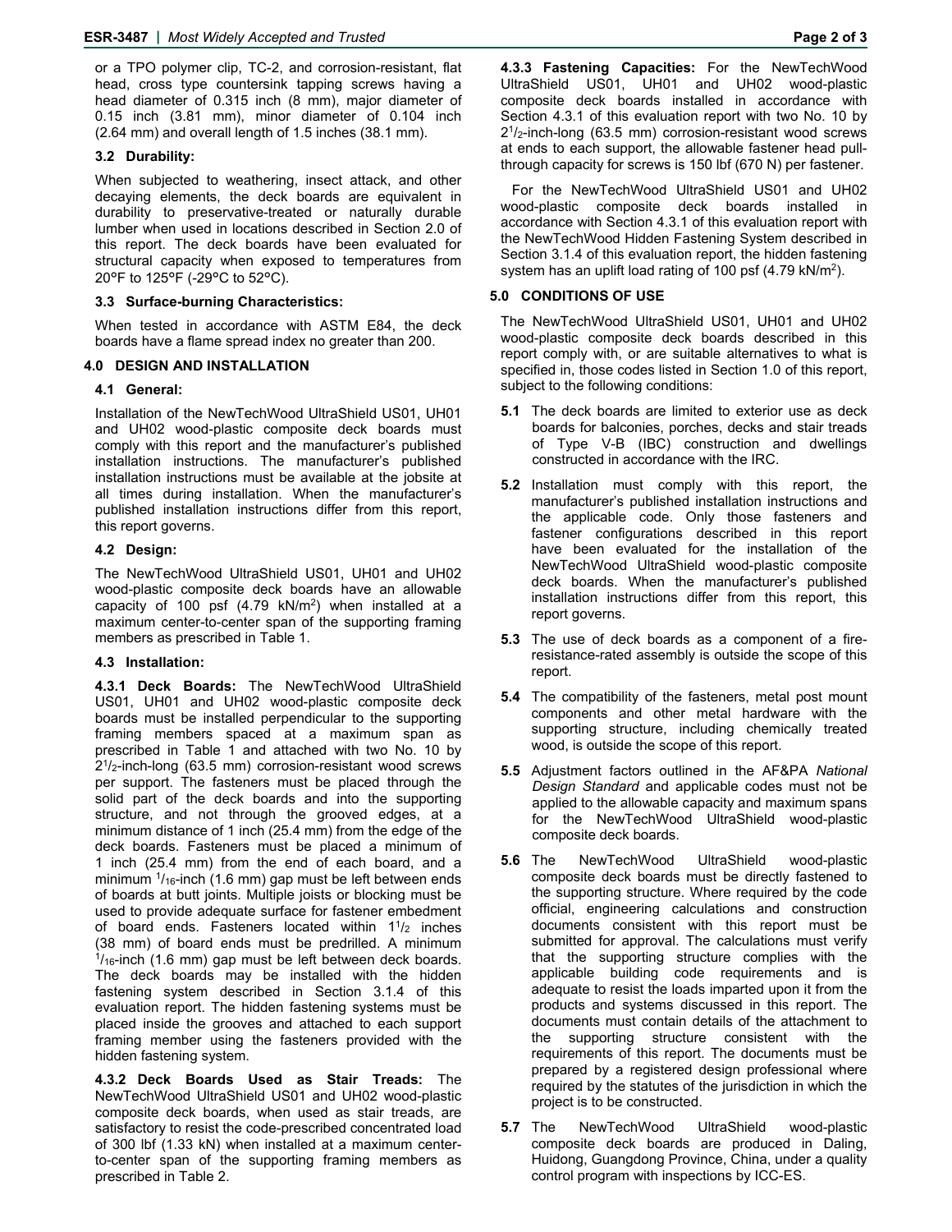or a TPO polymer clip, TC-2, and corrosion-resistant, flat head, cross type countersink tapping screws having a head diameter of 0.315 inch (8 mm), major diameter of 0.15 inch (3.81 mm), minor diameter of 0.104 inch (2.64 mm) and overall length of 1.5 inches (38.1 mm).

### 3.2 Durability:

When subjected to weathering, insect attack, and other decaying elements, the deck boards are equivalent in durability to preservative-treated or naturally durable lumber when used in locations described in Section 2.0 of this report. The deck boards have been evaluated for structural capacity when exposed to temperatures from 20°F to 125°F (-29°C to 52°C).

### 3.3 Surface-burning Characteristics:

When tested in accordance with ASTM E84, the deck boards have a flame spread index no greater than 200.

## 4.0 DESIGN AND INSTALLATION

### 4.1 General:

Installation of the NewTechWood UltraShield US01, UH01 and UH02 wood-plastic composite deck boards must comply with this report and the manufacturer's published installation instructions. The manufacturer's published installation instructions must be available at the jobsite at all times during installation. When the manufacturer's published installation instructions differ from this report, this report governs.

### 4.2 Design:

The NewTechWood UltraShield US01, UH01 and UH02 wood-plastic composite deck boards have an allowable capacity of 100 psf (4.79 kN/m$^2$) when installed at a maximum center-to-center span of the supporting framing members as prescribed in Table 1.

### 4.3 Installation:

**4.3.1 Deck Boards:** The NewTechWood UltraShield US01, UH01 and UH02 wood-plastic composite deck boards must be installed perpendicular to the supporting framing members spaced at a maximum span as prescribed in Table 1 and attached with two No. 10 by 2$^1/_2$-inch-long (63.5 mm) corrosion-resistant wood screws per support. The fasteners must be placed through the solid part of the deck boards and into the supporting structure, and not through the grooved edges, at a minimum distance of 1 inch (25.4 mm) from the edge of the deck boards. Fasteners must be placed a minimum of 1 inch (25.4 mm) from the end of each board, and a minimum $^1/_{16}$-inch (1.6 mm) gap must be left between ends of boards at butt joints. Multiple joists or blocking must be used to provide adequate surface for fastener embedment of board ends. Fasteners located within 1$^1/_2$ inches (38 mm) of board ends must be predrilled. A minimum $^1/_{16}$-inch (1.6 mm) gap must be left between deck boards. The deck boards may be installed with the hidden fastening system described in Section 3.1.4 of this evaluation report. The hidden fastening systems must be placed inside the grooves and attached to each support framing member using the fasteners provided with the hidden fastening system.

**4.3.2 Deck Boards Used as Stair Treads:** The NewTechWood UltraShield US01 and UH02 wood-plastic composite deck boards, when used as stair treads, are satisfactory to resist the code-prescribed concentrated load of 300 lbf (1.33 kN) when installed at a maximum center-to-center span of the supporting framing members as prescribed in Table 2.

**4.3.3 Fastening Capacities:** For the NewTechWood UltraShield US01, UH01 and UH02 wood-plastic composite deck boards installed in accordance with Section 4.3.1 of this evaluation report with two No. 10 by 2$^1/_2$-inch-long (63.5 mm) corrosion-resistant wood screws at ends to each support, the allowable fastener head pull-through capacity for screws is 150 lbf (670 N) per fastener.

For the NewTechWood UltraShield US01 and UH02 wood-plastic composite deck boards installed in accordance with Section 4.3.1 of this evaluation report with the NewTechWood Hidden Fastening System described in Section 3.1.4 of this evaluation report, the hidden fastening system has an uplift load rating of 100 psf (4.79 kN/m$^2$).

## 5.0 CONDITIONS OF USE

The NewTechWood UltraShield US01, UH01 and UH02 wood-plastic composite deck boards described in this report comply with, or are suitable alternatives to what is specified in, those codes listed in Section 1.0 of this report, subject to the following conditions:

**5.1** The deck boards are limited to exterior use as deck boards for balconies, porches, decks and stair treads of Type V-B (IBC) construction and dwellings constructed in accordance with the IRC.

**5.2** Installation must comply with this report, the manufacturer's published installation instructions and the applicable code. Only those fasteners and fastener configurations described in this report have been evaluated for the installation of the NewTechWood UltraShield wood-plastic composite deck boards. When the manufacturer's published installation instructions differ from this report, this report governs.

**5.3** The use of deck boards as a component of a fire-resistance-rated assembly is outside the scope of this report.

**5.4** The compatibility of the fasteners, metal post mount components and other metal hardware with the supporting structure, including chemically treated wood, is outside the scope of this report.

**5.5** Adjustment factors outlined in the AF&PA *National Design Standard* and applicable codes must not be applied to the allowable capacity and maximum spans for the NewTechWood UltraShield wood-plastic composite deck boards.

**5.6** The NewTechWood UltraShield wood-plastic composite deck boards must be directly fastened to the supporting structure. Where required by the code official, engineering calculations and construction documents consistent with this report must be submitted for approval. The calculations must verify that the supporting structure complies with the applicable building code requirements and is adequate to resist the loads imparted upon it from the products and systems discussed in this report. The documents must contain details of the attachment to the supporting structure consistent with the requirements of this report. The documents must be prepared by a registered design professional where required by the statutes of the jurisdiction in which the project is to be constructed.

**5.7** The NewTechWood UltraShield wood-plastic composite deck boards are produced in Daling, Huidong, Guangdong Province, China, under a quality control program with inspections by ICC-ES.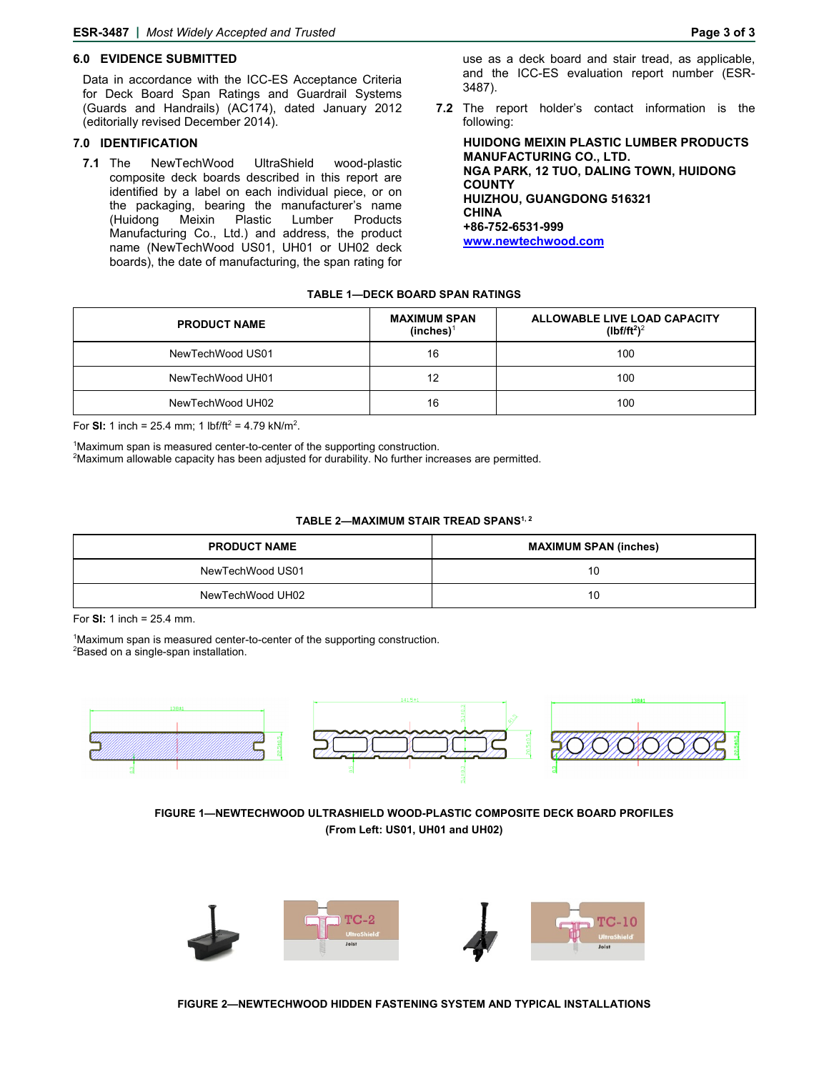## 6.0 EVIDENCE SUBMITTED

Data in accordance with the ICC-ES Acceptance Criteria for Deck Board Span Ratings and Guardrail Systems (Guards and Handrails) (AC174), dated January 2012 (editorially revised December 2014).

## 7.0 IDENTIFICATION

**7.1** The NewTechWood UltraShield wood-plastic composite deck boards described in this report are identified by a label on each individual piece, or on the packaging, bearing the manufacturer's name (Huidong Meixin Plastic Lumber Products Manufacturing Co., Ltd.) and address, the product name (NewTechWood US01, UH01 or UH02 deck boards), the date of manufacturing, the span rating for use as a deck board and stair tread, as applicable, and the ICC-ES evaluation report number (ESR-3487).

**7.2** The report holder's contact information is the following:

**HUIDONG MEIXIN PLASTIC LUMBER PRODUCTS MANUFACTURING CO., LTD.**
**NGA PARK, 12 TUO, DALING TOWN, HUIDONG COUNTY**
**HUIZHOU, GUANGDONG 516321**
**CHINA**
**+86-752-6531-999**
**www.newtechwood.com**

**TABLE 1—DECK BOARD SPAN RATINGS**

| PRODUCT NAME | MAXIMUM SPAN (inches)[1] | ALLOWABLE LIVE LOAD CAPACITY ($lbf/ft^2$)[2] |
|---|---|---|
| NewTechWood US01 | 16 | 100 |
| NewTechWood UH01 | 12 | 100 |
| NewTechWood UH02 | 16 | 100 |

For **SI:** 1 inch = 25.4 mm; 1 $lbf/ft^2$ = 4.79 $kN/m^2$.

[1]Maximum span is measured center-to-center of the supporting construction.
[2]Maximum allowable capacity has been adjusted for durability. No further increases are permitted.

**TABLE 2—MAXIMUM STAIR TREAD SPANS[1, 2]**

| PRODUCT NAME | MAXIMUM SPAN (inches) |
|---|---|
| NewTechWood US01 | 10 |
| NewTechWood UH02 | 10 |

For **SI:** 1 inch = 25.4 mm.

[1]Maximum span is measured center-to-center of the supporting construction.
[2]Based on a single-span installation.

**FIGURE 1—NEWTECHWOOD ULTRASHIELD WOOD-PLASTIC COMPOSITE DECK BOARD PROFILES (From Left: US01, UH01 and UH02)**

**FIGURE 2—NEWTECHWOOD HIDDEN FASTENING SYSTEM AND TYPICAL INSTALLATIONS**